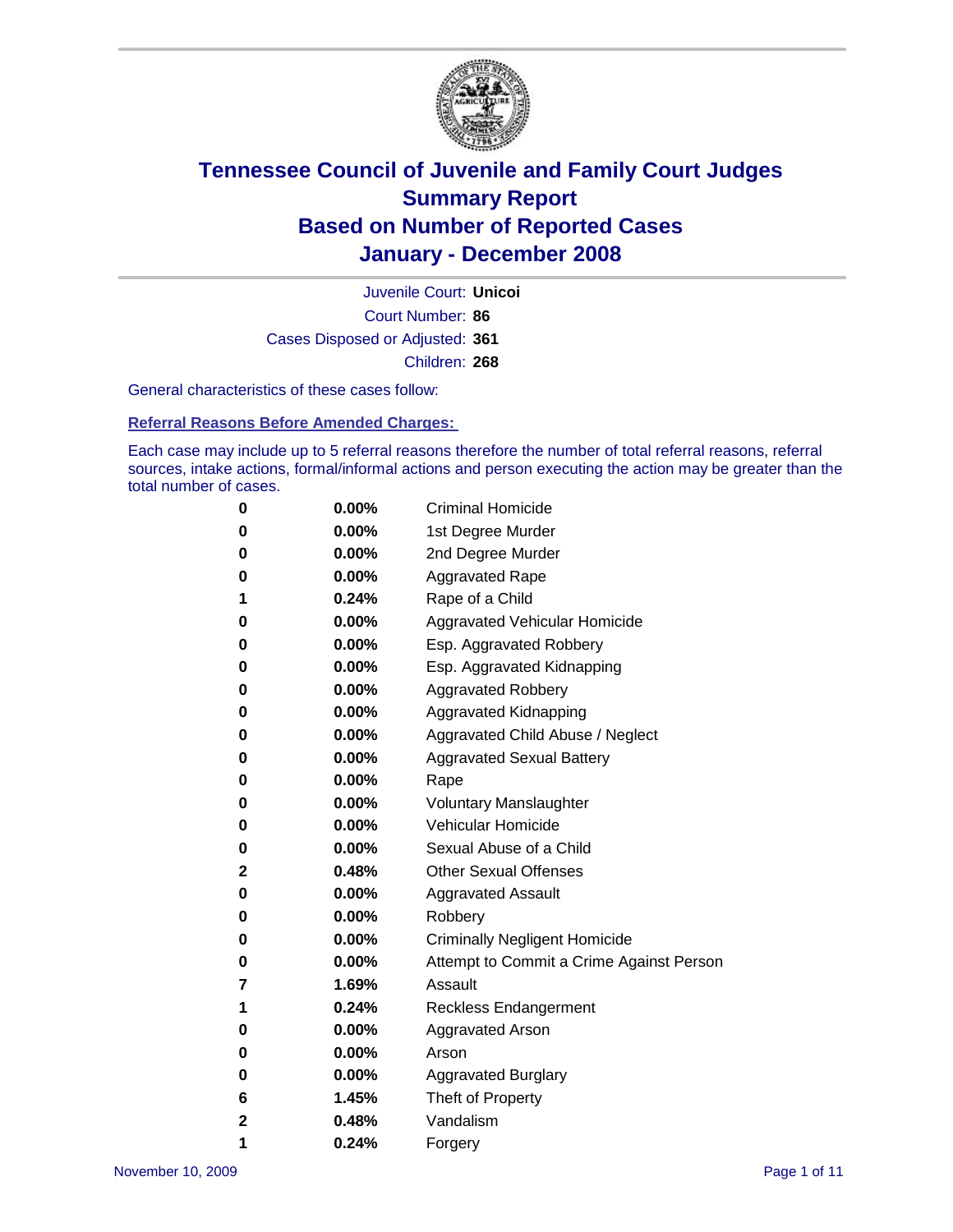# Tennessee Council of Juvenile and Family Court Judges
## Summary Report
## Based on Number of Reported Cases
## January - December 2008

Juvenile Court: **Unicoi**
Court Number: **86**
Cases Disposed or Adjusted: **361**
Children: **268**

General characteristics of these cases follow:

### Referral Reasons Before Amended Charges:

Each case may include up to 5 referral reasons therefore the number of total referral reasons, referral sources, intake actions, formal/informal actions and person executing the action may be greater than the total number of cases.

| Count | Percent | Referral Reason |
|---|---|---|
| 0 | 0.00% | Criminal Homicide |
| 0 | 0.00% | 1st Degree Murder |
| 0 | 0.00% | 2nd Degree Murder |
| 0 | 0.00% | Aggravated Rape |
| 1 | 0.24% | Rape of a Child |
| 0 | 0.00% | Aggravated Vehicular Homicide |
| 0 | 0.00% | Esp. Aggravated Robbery |
| 0 | 0.00% | Esp. Aggravated Kidnapping |
| 0 | 0.00% | Aggravated Robbery |
| 0 | 0.00% | Aggravated Kidnapping |
| 0 | 0.00% | Aggravated Child Abuse / Neglect |
| 0 | 0.00% | Aggravated Sexual Battery |
| 0 | 0.00% | Rape |
| 0 | 0.00% | Voluntary Manslaughter |
| 0 | 0.00% | Vehicular Homicide |
| 0 | 0.00% | Sexual Abuse of a Child |
| 2 | 0.48% | Other Sexual Offenses |
| 0 | 0.00% | Aggravated Assault |
| 0 | 0.00% | Robbery |
| 0 | 0.00% | Criminally Negligent Homicide |
| 0 | 0.00% | Attempt to Commit a Crime Against Person |
| 7 | 1.69% | Assault |
| 1 | 0.24% | Reckless Endangerment |
| 0 | 0.00% | Aggravated Arson |
| 0 | 0.00% | Arson |
| 0 | 0.00% | Aggravated Burglary |
| 6 | 1.45% | Theft of Property |
| 2 | 0.48% | Vandalism |
| 1 | 0.24% | Forgery |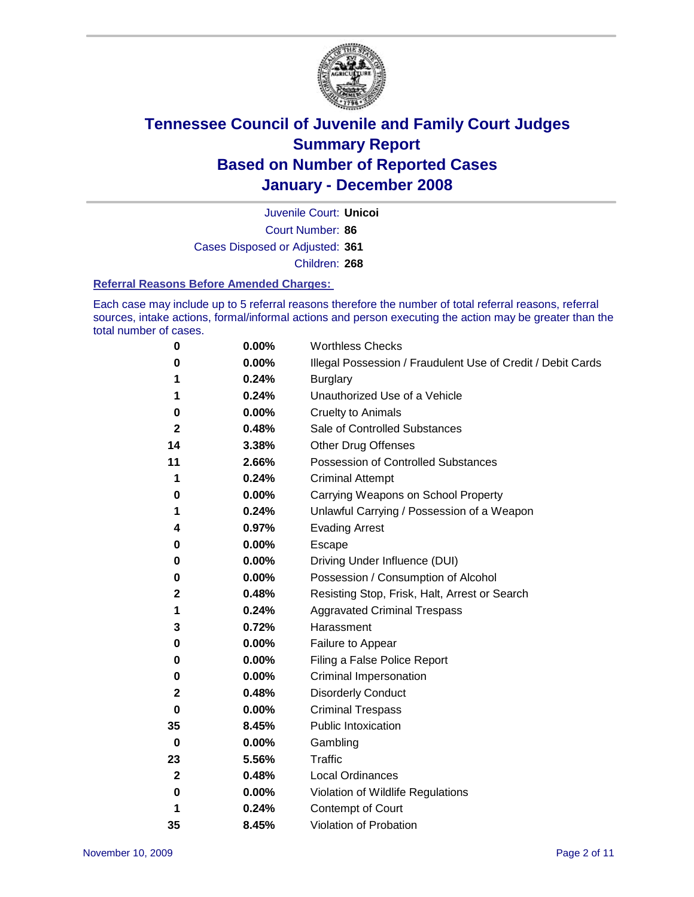# Tennessee Council of Juvenile and Family Court Judges
## Summary Report
## Based on Number of Reported Cases
## January - December 2008

Juvenile Court: **Unicoi**

Court Number: **86**

Cases Disposed or Adjusted: **361**

Children: **268**

### Referral Reasons Before Amended Charges:

Each case may include up to 5 referral reasons therefore the number of total referral reasons, referral sources, intake actions, formal/informal actions and person executing the action may be greater than the total number of cases.

| | | |
|---|---|---|
| 0 | 0.00% | Worthless Checks |
| 0 | 0.00% | Illegal Possession / Fraudulent Use of Credit / Debit Cards |
| 1 | 0.24% | Burglary |
| 1 | 0.24% | Unauthorized Use of a Vehicle |
| 0 | 0.00% | Cruelty to Animals |
| 2 | 0.48% | Sale of Controlled Substances |
| 14 | 3.38% | Other Drug Offenses |
| 11 | 2.66% | Possession of Controlled Substances |
| 1 | 0.24% | Criminal Attempt |
| 0 | 0.00% | Carrying Weapons on School Property |
| 1 | 0.24% | Unlawful Carrying / Possession of a Weapon |
| 4 | 0.97% | Evading Arrest |
| 0 | 0.00% | Escape |
| 0 | 0.00% | Driving Under Influence (DUI) |
| 0 | 0.00% | Possession / Consumption of Alcohol |
| 2 | 0.48% | Resisting Stop, Frisk, Halt, Arrest or Search |
| 1 | 0.24% | Aggravated Criminal Trespass |
| 3 | 0.72% | Harassment |
| 0 | 0.00% | Failure to Appear |
| 0 | 0.00% | Filing a False Police Report |
| 0 | 0.00% | Criminal Impersonation |
| 2 | 0.48% | Disorderly Conduct |
| 0 | 0.00% | Criminal Trespass |
| 35 | 8.45% | Public Intoxication |
| 0 | 0.00% | Gambling |
| 23 | 5.56% | Traffic |
| 2 | 0.48% | Local Ordinances |
| 0 | 0.00% | Violation of Wildlife Regulations |
| 1 | 0.24% | Contempt of Court |
| 35 | 8.45% | Violation of Probation |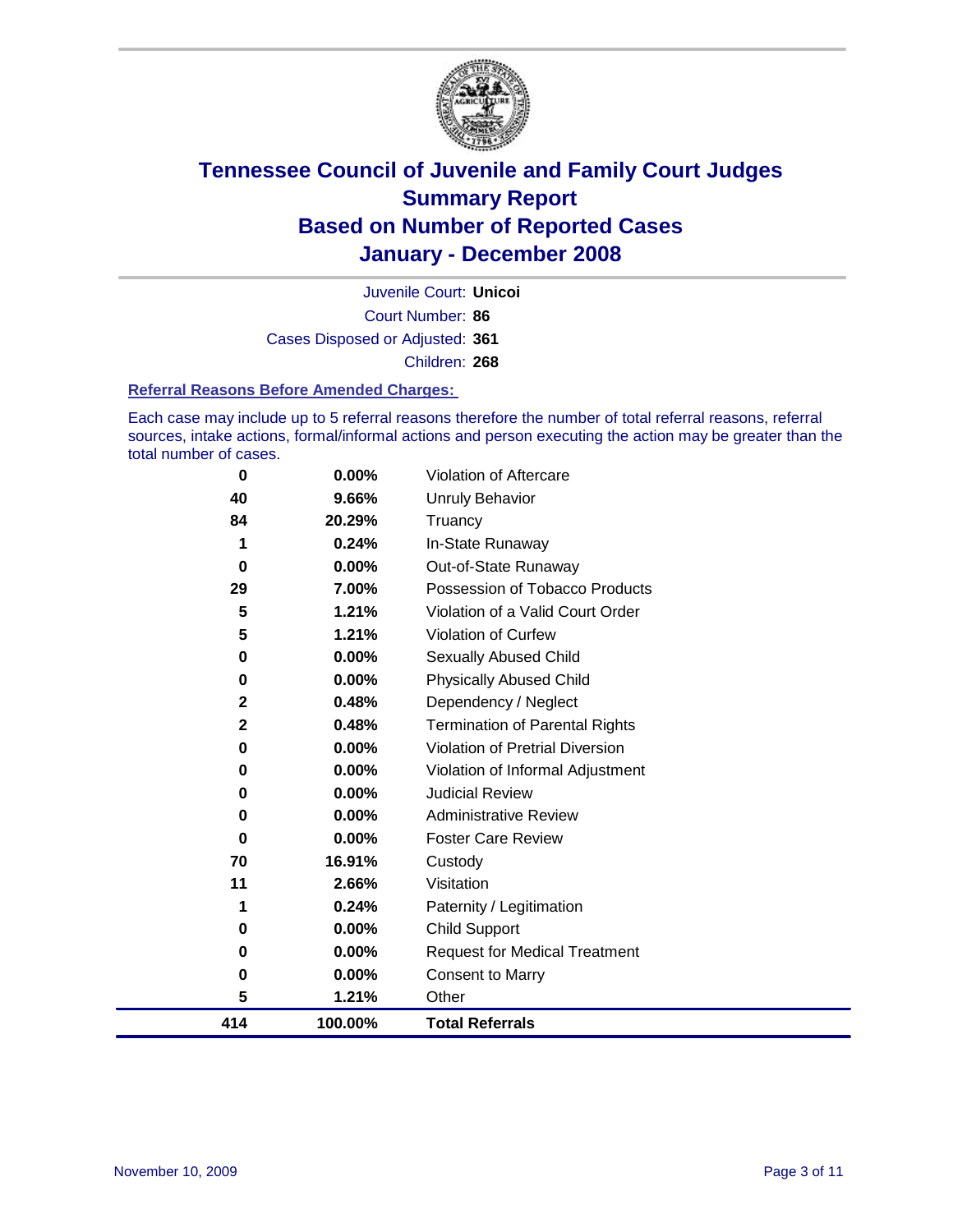# Tennessee Council of Juvenile and Family Court Judges
## Summary Report
## Based on Number of Reported Cases
## January - December 2008

Juvenile Court: **Unicoi**

Court Number: **86**

Cases Disposed or Adjusted: **361**

Children: **268**

### Referral Reasons Before Amended Charges:

Each case may include up to 5 referral reasons therefore the number of total referral reasons, referral sources, intake actions, formal/informal actions and person executing the action may be greater than the total number of cases.

| Count | Percent | Referral Reason |
|---|---|---|
| 0 | 0.00% | Violation of Aftercare |
| 40 | 9.66% | Unruly Behavior |
| 84 | 20.29% | Truancy |
| 1 | 0.24% | In-State Runaway |
| 0 | 0.00% | Out-of-State Runaway |
| 29 | 7.00% | Possession of Tobacco Products |
| 5 | 1.21% | Violation of a Valid Court Order |
| 5 | 1.21% | Violation of Curfew |
| 0 | 0.00% | Sexually Abused Child |
| 0 | 0.00% | Physically Abused Child |
| 2 | 0.48% | Dependency / Neglect |
| 2 | 0.48% | Termination of Parental Rights |
| 0 | 0.00% | Violation of Pretrial Diversion |
| 0 | 0.00% | Violation of Informal Adjustment |
| 0 | 0.00% | Judicial Review |
| 0 | 0.00% | Administrative Review |
| 0 | 0.00% | Foster Care Review |
| 70 | 16.91% | Custody |
| 11 | 2.66% | Visitation |
| 1 | 0.24% | Paternity / Legitimation |
| 0 | 0.00% | Child Support |
| 0 | 0.00% | Request for Medical Treatment |
| 0 | 0.00% | Consent to Marry |
| 5 | 1.21% | Other |
| **414** | **100.00%** | **Total Referrals** |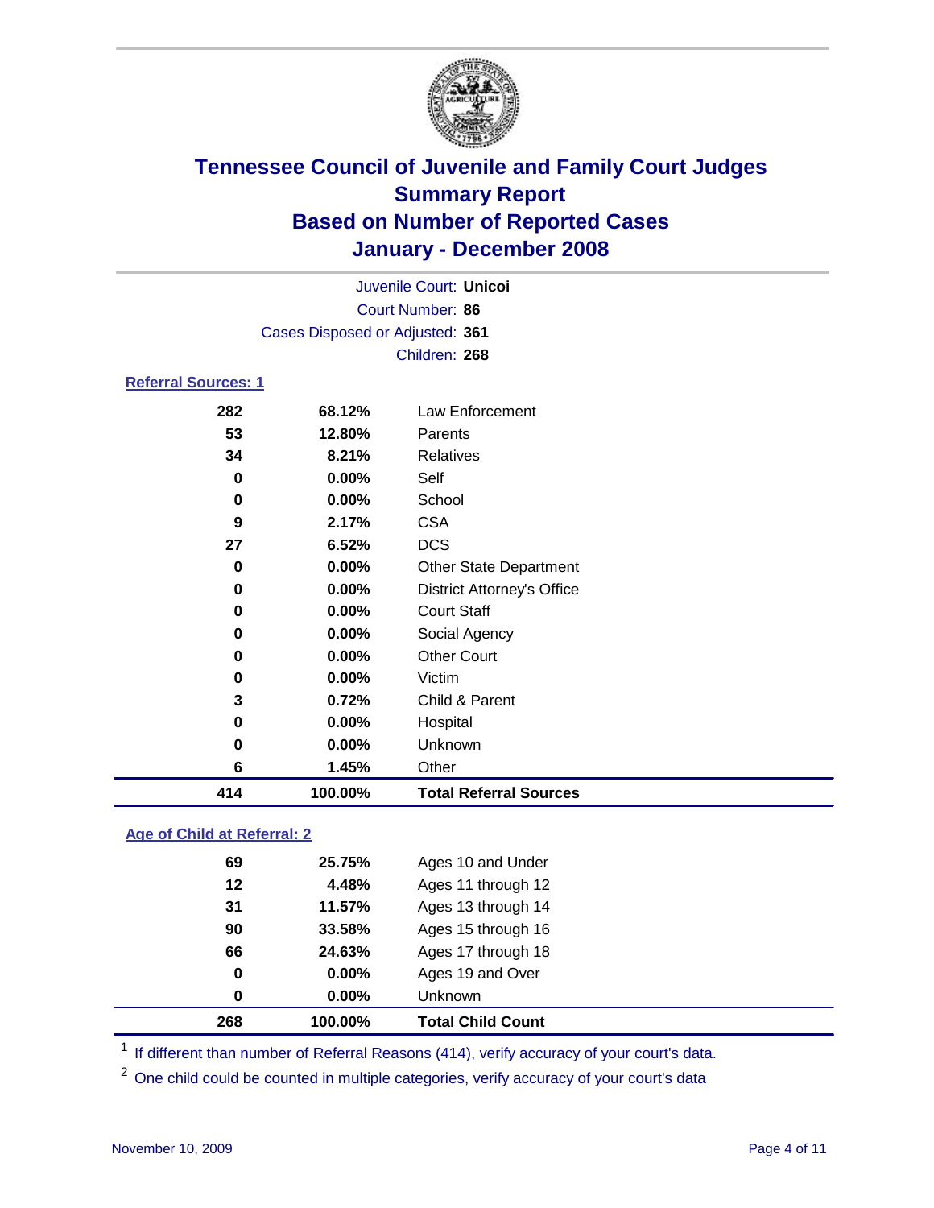# Tennessee Council of Juvenile and Family Court Judges
## Summary Report
## Based on Number of Reported Cases
## January - December 2008

Juvenile Court: **Unicoi**
Court Number: **86**
Cases Disposed or Adjusted: **361**
Children: **268**

### Referral Sources: 1

| Count | Percent | Source |
|---|---|---|
| 282 | 68.12% | Law Enforcement |
| 53 | 12.80% | Parents |
| 34 | 8.21% | Relatives |
| 0 | 0.00% | Self |
| 0 | 0.00% | School |
| 9 | 2.17% | CSA |
| 27 | 6.52% | DCS |
| 0 | 0.00% | Other State Department |
| 0 | 0.00% | District Attorney's Office |
| 0 | 0.00% | Court Staff |
| 0 | 0.00% | Social Agency |
| 0 | 0.00% | Other Court |
| 0 | 0.00% | Victim |
| 3 | 0.72% | Child & Parent |
| 0 | 0.00% | Hospital |
| 0 | 0.00% | Unknown |
| 6 | 1.45% | Other |
| **414** | **100.00%** | **Total Referral Sources** |

### Age of Child at Referral: 2

| Count | Percent | Age |
|---|---|---|
| 69 | 25.75% | Ages 10 and Under |
| 12 | 4.48% | Ages 11 through 12 |
| 31 | 11.57% | Ages 13 through 14 |
| 90 | 33.58% | Ages 15 through 16 |
| 66 | 24.63% | Ages 17 through 18 |
| 0 | 0.00% | Ages 19 and Over |
| 0 | 0.00% | Unknown |
| **268** | **100.00%** | **Total Child Count** |

[1] If different than number of Referral Reasons (414), verify accuracy of your court's data.

[2] One child could be counted in multiple categories, verify accuracy of your court's data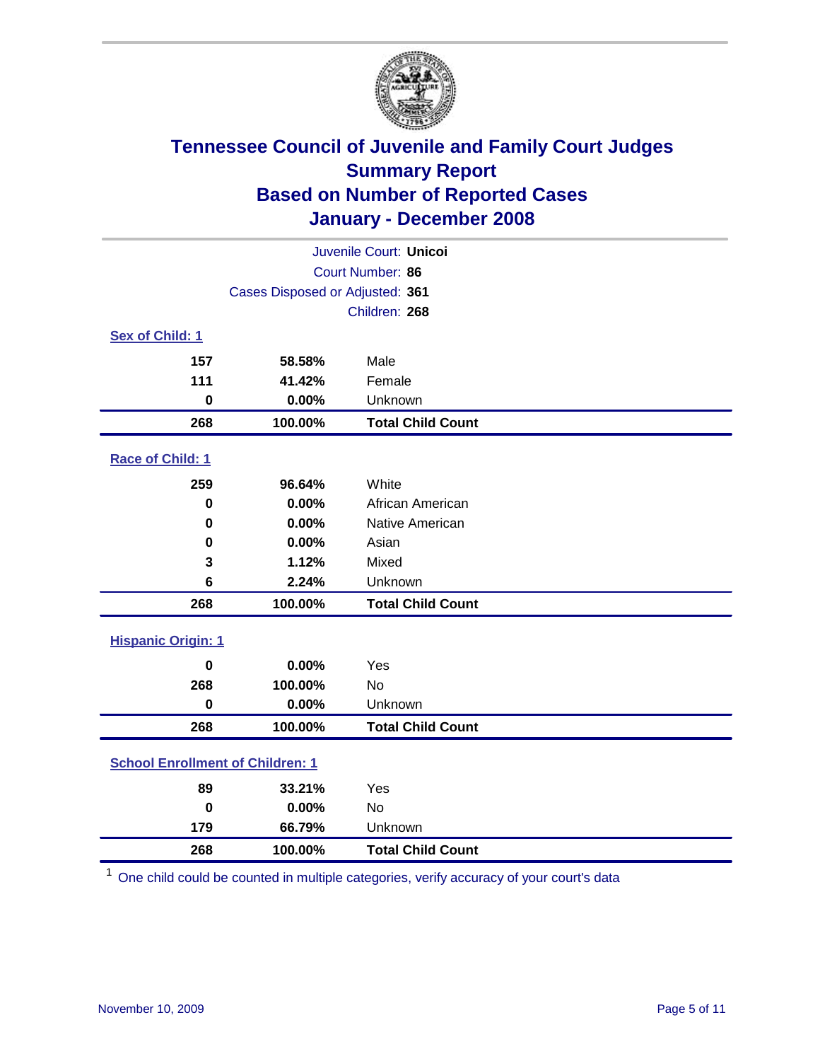# Tennessee Council of Juvenile and Family Court Judges
## Summary Report
## Based on Number of Reported Cases
## January - December 2008

Juvenile Court: **Unicoi**
Court Number: **86**
Cases Disposed or Adjusted: **361**
Children: **268**

### Sex of Child: 1

| | | |
|---|---|---|
| 157 | 58.58% | Male |
| 111 | 41.42% | Female |
| 0 | 0.00% | Unknown |
| **268** | **100.00%** | **Total Child Count** |

### Race of Child: 1

| | | |
|---|---|---|
| 259 | 96.64% | White |
| 0 | 0.00% | African American |
| 0 | 0.00% | Native American |
| 0 | 0.00% | Asian |
| 3 | 1.12% | Mixed |
| 6 | 2.24% | Unknown |
| **268** | **100.00%** | **Total Child Count** |

### Hispanic Origin: 1

| | | |
|---|---|---|
| 0 | 0.00% | Yes |
| 268 | 100.00% | No |
| 0 | 0.00% | Unknown |
| **268** | **100.00%** | **Total Child Count** |

### School Enrollment of Children: 1

| | | |
|---|---|---|
| 89 | 33.21% | Yes |
| 0 | 0.00% | No |
| 179 | 66.79% | Unknown |
| **268** | **100.00%** | **Total Child Count** |

[1] One child could be counted in multiple categories, verify accuracy of your court's data

November 10, 2009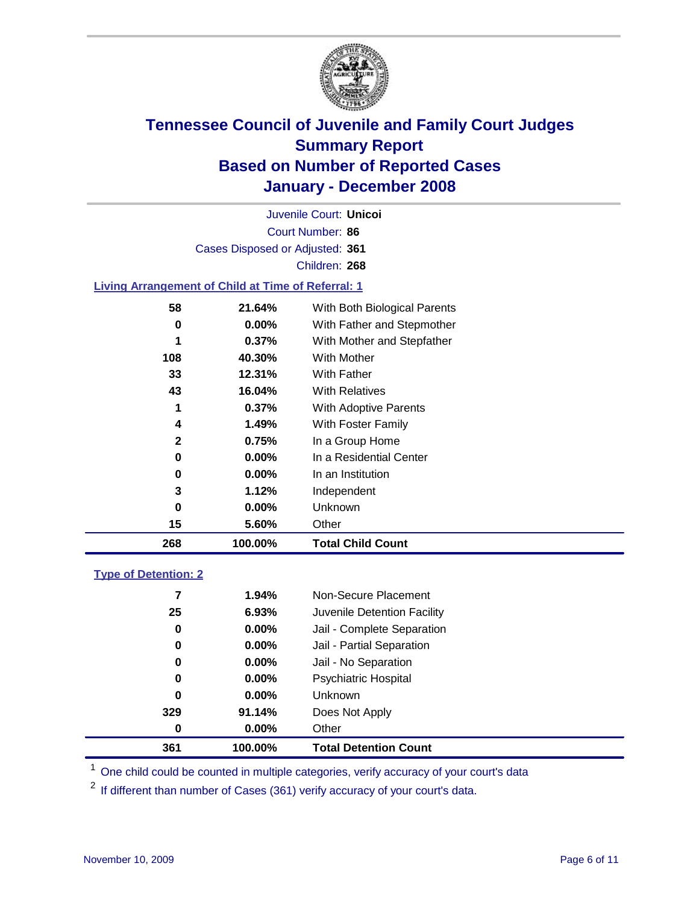# Tennessee Council of Juvenile and Family Court Judges
## Summary Report
## Based on Number of Reported Cases
## January - December 2008

Juvenile Court: **Unicoi**
Court Number: **86**
Cases Disposed or Adjusted: **361**
Children: **268**

### Living Arrangement of Child at Time of Referral: 1

| Count | Percent | Category |
|---|---|---|
| 58 | 21.64% | With Both Biological Parents |
| 0 | 0.00% | With Father and Stepmother |
| 1 | 0.37% | With Mother and Stepfather |
| 108 | 40.30% | With Mother |
| 33 | 12.31% | With Father |
| 43 | 16.04% | With Relatives |
| 1 | 0.37% | With Adoptive Parents |
| 4 | 1.49% | With Foster Family |
| 2 | 0.75% | In a Group Home |
| 0 | 0.00% | In a Residential Center |
| 0 | 0.00% | In an Institution |
| 3 | 1.12% | Independent |
| 0 | 0.00% | Unknown |
| 15 | 5.60% | Other |
| **268** | **100.00%** | **Total Child Count** |

### Type of Detention: 2

| Count | Percent | Category |
|---|---|---|
| 7 | 1.94% | Non-Secure Placement |
| 25 | 6.93% | Juvenile Detention Facility |
| 0 | 0.00% | Jail - Complete Separation |
| 0 | 0.00% | Jail - Partial Separation |
| 0 | 0.00% | Jail - No Separation |
| 0 | 0.00% | Psychiatric Hospital |
| 0 | 0.00% | Unknown |
| 329 | 91.14% | Does Not Apply |
| 0 | 0.00% | Other |
| **361** | **100.00%** | **Total Detention Count** |

[1] One child could be counted in multiple categories, verify accuracy of your court's data

[2] If different than number of Cases (361) verify accuracy of your court's data.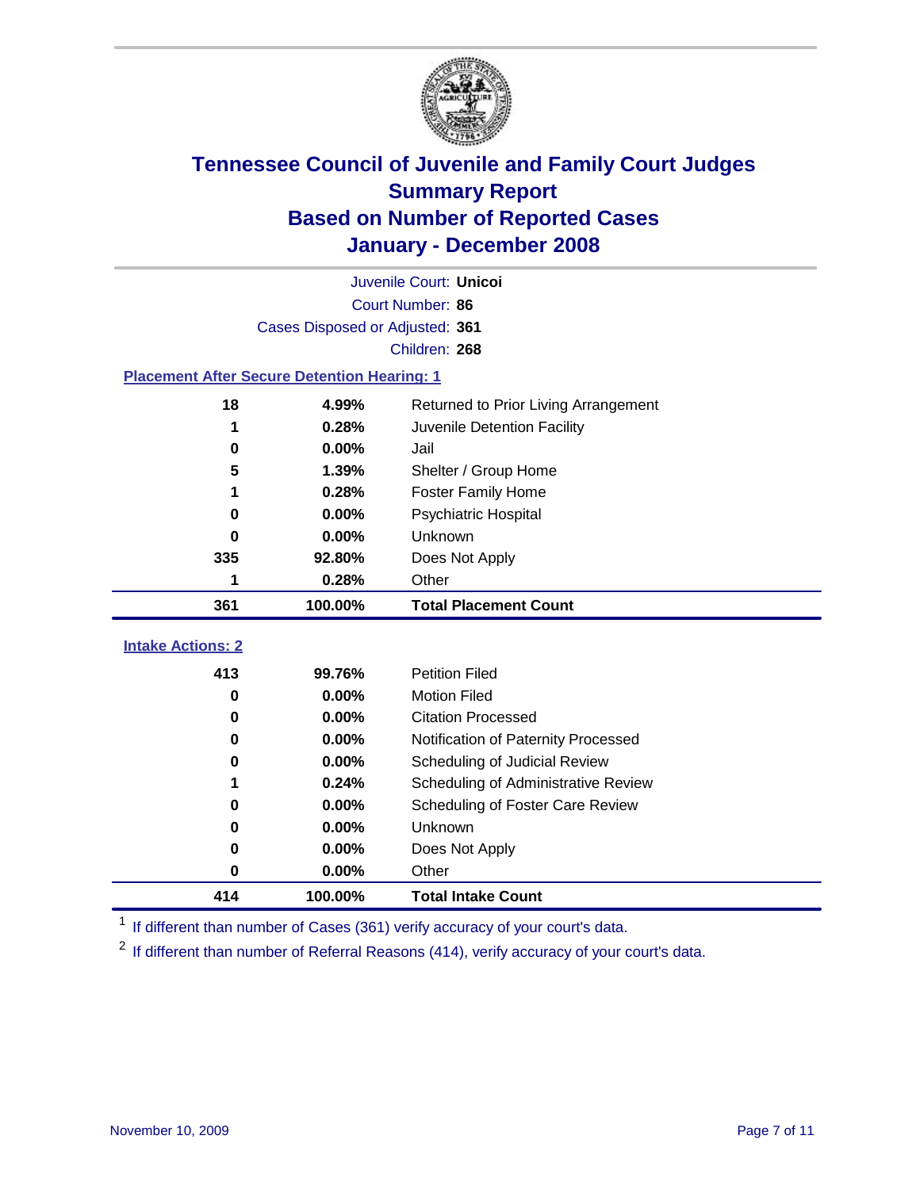# Tennessee Council of Juvenile and Family Court Judges
## Summary Report
## Based on Number of Reported Cases
## January - December 2008

Juvenile Court: **Unicoi**
Court Number: **86**
Cases Disposed or Adjusted: **361**
Children: **268**

### Placement After Secure Detention Hearing: 1

| Count | Percent | Placement |
|---|---|---|
| 18 | 4.99% | Returned to Prior Living Arrangement |
| 1 | 0.28% | Juvenile Detention Facility |
| 0 | 0.00% | Jail |
| 5 | 1.39% | Shelter / Group Home |
| 1 | 0.28% | Foster Family Home |
| 0 | 0.00% | Psychiatric Hospital |
| 0 | 0.00% | Unknown |
| 335 | 92.80% | Does Not Apply |
| 1 | 0.28% | Other |
| **361** | **100.00%** | **Total Placement Count** |

### Intake Actions: 2

| Count | Percent | Intake Action |
|---|---|---|
| 413 | 99.76% | Petition Filed |
| 0 | 0.00% | Motion Filed |
| 0 | 0.00% | Citation Processed |
| 0 | 0.00% | Notification of Paternity Processed |
| 0 | 0.00% | Scheduling of Judicial Review |
| 1 | 0.24% | Scheduling of Administrative Review |
| 0 | 0.00% | Scheduling of Foster Care Review |
| 0 | 0.00% | Unknown |
| 0 | 0.00% | Does Not Apply |
| 0 | 0.00% | Other |
| **414** | **100.00%** | **Total Intake Count** |

[1] If different than number of Cases (361) verify accuracy of your court's data.

[2] If different than number of Referral Reasons (414), verify accuracy of your court's data.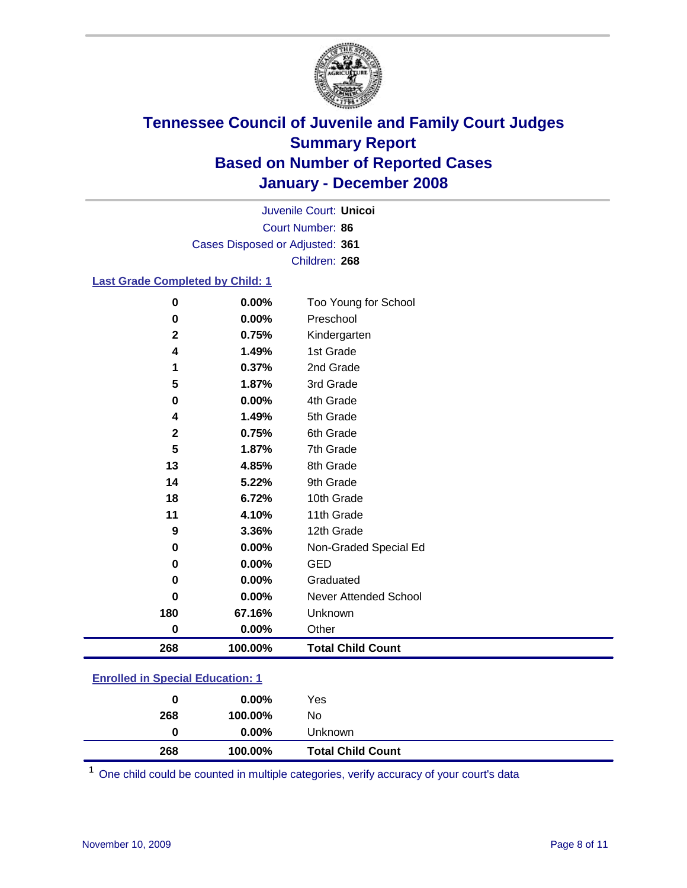# Tennessee Council of Juvenile and Family Court Judges
## Summary Report
## Based on Number of Reported Cases
## January - December 2008

Juvenile Court: **Unicoi**
Court Number: **86**
Cases Disposed or Adjusted: **361**
Children: **268**

### Last Grade Completed by Child: 1

| Count | Percent | Category |
|---|---|---|
| 0 | 0.00% | Too Young for School |
| 0 | 0.00% | Preschool |
| 2 | 0.75% | Kindergarten |
| 4 | 1.49% | 1st Grade |
| 1 | 0.37% | 2nd Grade |
| 5 | 1.87% | 3rd Grade |
| 0 | 0.00% | 4th Grade |
| 4 | 1.49% | 5th Grade |
| 2 | 0.75% | 6th Grade |
| 5 | 1.87% | 7th Grade |
| 13 | 4.85% | 8th Grade |
| 14 | 5.22% | 9th Grade |
| 18 | 6.72% | 10th Grade |
| 11 | 4.10% | 11th Grade |
| 9 | 3.36% | 12th Grade |
| 0 | 0.00% | Non-Graded Special Ed |
| 0 | 0.00% | GED |
| 0 | 0.00% | Graduated |
| 0 | 0.00% | Never Attended School |
| 180 | 67.16% | Unknown |
| 0 | 0.00% | Other |
| **268** | **100.00%** | **Total Child Count** |

### Enrolled in Special Education: 1

| Count | Percent | Category |
|---|---|---|
| 0 | 0.00% | Yes |
| 268 | 100.00% | No |
| 0 | 0.00% | Unknown |
| **268** | **100.00%** | **Total Child Count** |

[1] One child could be counted in multiple categories, verify accuracy of your court's data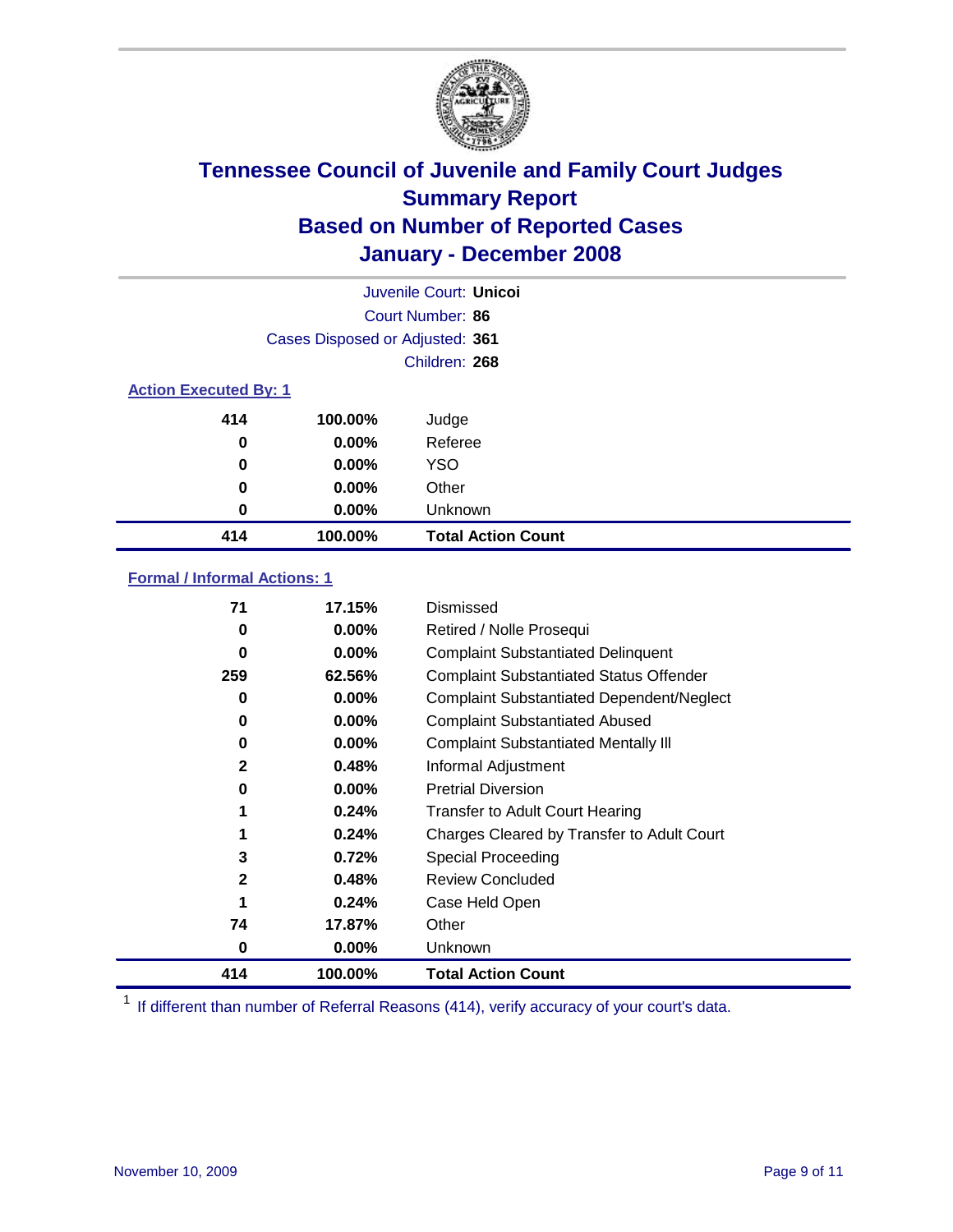# Tennessee Council of Juvenile and Family Court Judges
## Summary Report
## Based on Number of Reported Cases
## January - December 2008

Juvenile Court: **Unicoi**
Court Number: **86**
Cases Disposed or Adjusted: **361**
Children: **268**

### Action Executed By: 1

| | | |
|---|---|---|
| 414 | 100.00% | Judge |
| 0 | 0.00% | Referee |
| 0 | 0.00% | YSO |
| 0 | 0.00% | Other |
| 0 | 0.00% | Unknown |
| **414** | **100.00%** | **Total Action Count** |

### Formal / Informal Actions: 1

| | | |
|---|---|---|
| 71 | 17.15% | Dismissed |
| 0 | 0.00% | Retired / Nolle Prosequi |
| 0 | 0.00% | Complaint Substantiated Delinquent |
| 259 | 62.56% | Complaint Substantiated Status Offender |
| 0 | 0.00% | Complaint Substantiated Dependent/Neglect |
| 0 | 0.00% | Complaint Substantiated Abused |
| 0 | 0.00% | Complaint Substantiated Mentally Ill |
| 2 | 0.48% | Informal Adjustment |
| 0 | 0.00% | Pretrial Diversion |
| 1 | 0.24% | Transfer to Adult Court Hearing |
| 1 | 0.24% | Charges Cleared by Transfer to Adult Court |
| 3 | 0.72% | Special Proceeding |
| 2 | 0.48% | Review Concluded |
| 1 | 0.24% | Case Held Open |
| 74 | 17.87% | Other |
| 0 | 0.00% | Unknown |
| **414** | **100.00%** | **Total Action Count** |

[1] If different than number of Referral Reasons (414), verify accuracy of your court's data.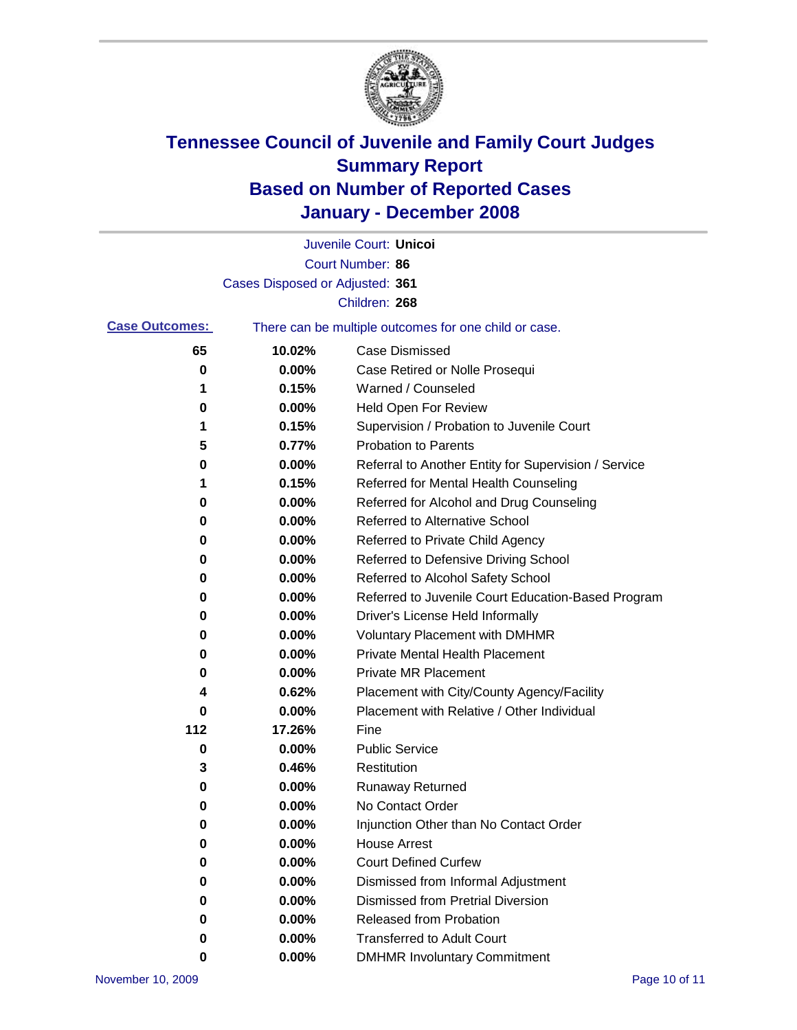# Tennessee Council of Juvenile and Family Court Judges
## Summary Report
## Based on Number of Reported Cases
## January - December 2008

Juvenile Court: **Unicoi**

Court Number: **86**

Cases Disposed or Adjusted: **361**

Children: **268**

**Case Outcomes:** There can be multiple outcomes for one child or case.

| Count | Percent | Outcome |
|---|---|---|
| 65 | 10.02% | Case Dismissed |
| 0 | 0.00% | Case Retired or Nolle Prosequi |
| 1 | 0.15% | Warned / Counseled |
| 0 | 0.00% | Held Open For Review |
| 1 | 0.15% | Supervision / Probation to Juvenile Court |
| 5 | 0.77% | Probation to Parents |
| 0 | 0.00% | Referral to Another Entity for Supervision / Service |
| 1 | 0.15% | Referred for Mental Health Counseling |
| 0 | 0.00% | Referred for Alcohol and Drug Counseling |
| 0 | 0.00% | Referred to Alternative School |
| 0 | 0.00% | Referred to Private Child Agency |
| 0 | 0.00% | Referred to Defensive Driving School |
| 0 | 0.00% | Referred to Alcohol Safety School |
| 0 | 0.00% | Referred to Juvenile Court Education-Based Program |
| 0 | 0.00% | Driver's License Held Informally |
| 0 | 0.00% | Voluntary Placement with DMHMR |
| 0 | 0.00% | Private Mental Health Placement |
| 0 | 0.00% | Private MR Placement |
| 4 | 0.62% | Placement with City/County Agency/Facility |
| 0 | 0.00% | Placement with Relative / Other Individual |
| 112 | 17.26% | Fine |
| 0 | 0.00% | Public Service |
| 3 | 0.46% | Restitution |
| 0 | 0.00% | Runaway Returned |
| 0 | 0.00% | No Contact Order |
| 0 | 0.00% | Injunction Other than No Contact Order |
| 0 | 0.00% | House Arrest |
| 0 | 0.00% | Court Defined Curfew |
| 0 | 0.00% | Dismissed from Informal Adjustment |
| 0 | 0.00% | Dismissed from Pretrial Diversion |
| 0 | 0.00% | Released from Probation |
| 0 | 0.00% | Transferred to Adult Court |
| 0 | 0.00% | DMHMR Involuntary Commitment |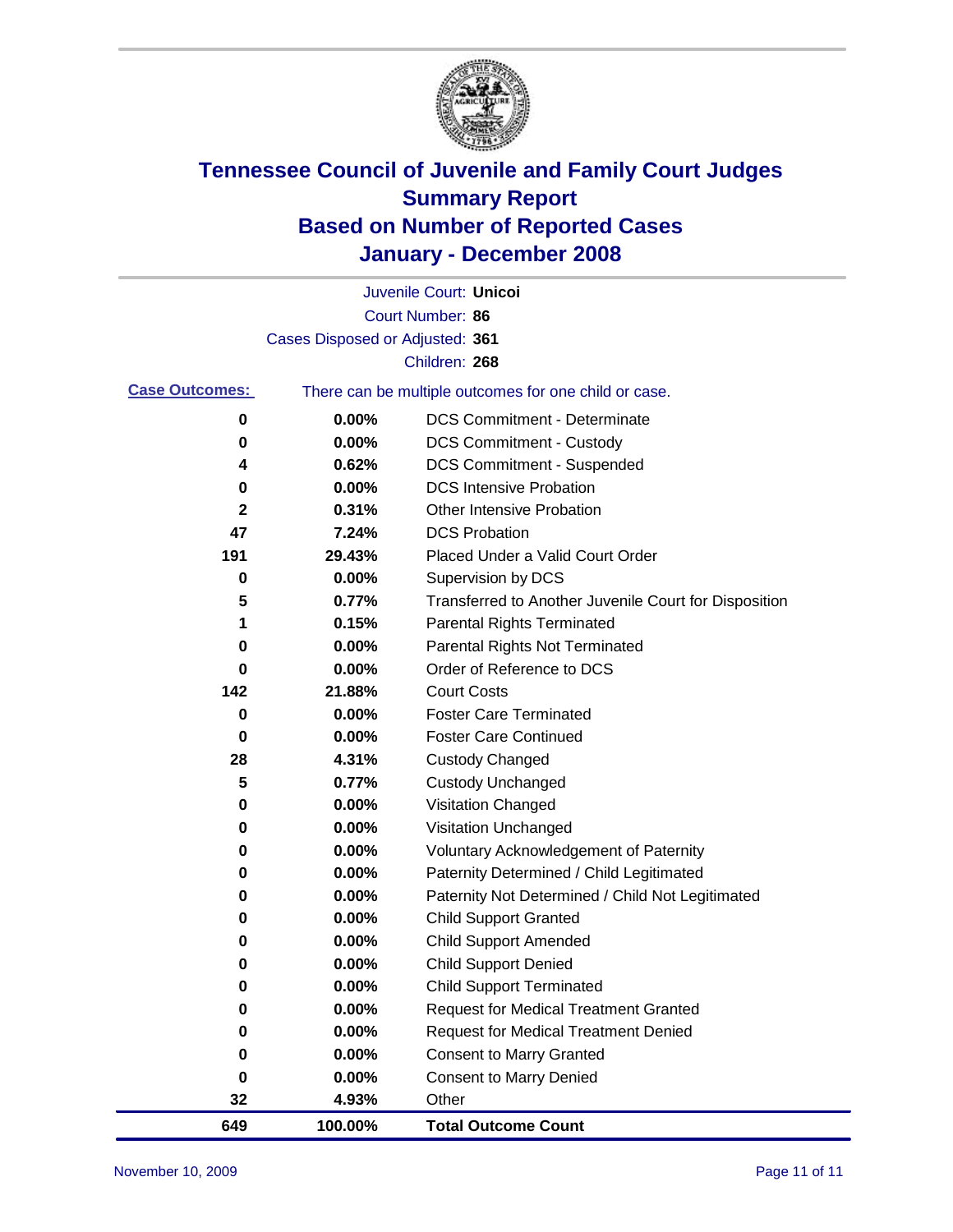# Tennessee Council of Juvenile and Family Court Judges
# Summary Report
# Based on Number of Reported Cases
# January - December 2008

Juvenile Court: **Unicoi**

Court Number: **86**

Cases Disposed or Adjusted: **361**

Children: **268**

**Case Outcomes:** There can be multiple outcomes for one child or case.

| | | |
|---|---|---|
| 0 | 0.00% | DCS Commitment - Determinate |
| 0 | 0.00% | DCS Commitment - Custody |
| 4 | 0.62% | DCS Commitment - Suspended |
| 0 | 0.00% | DCS Intensive Probation |
| 2 | 0.31% | Other Intensive Probation |
| 47 | 7.24% | DCS Probation |
| 191 | 29.43% | Placed Under a Valid Court Order |
| 0 | 0.00% | Supervision by DCS |
| 5 | 0.77% | Transferred to Another Juvenile Court for Disposition |
| 1 | 0.15% | Parental Rights Terminated |
| 0 | 0.00% | Parental Rights Not Terminated |
| 0 | 0.00% | Order of Reference to DCS |
| 142 | 21.88% | Court Costs |
| 0 | 0.00% | Foster Care Terminated |
| 0 | 0.00% | Foster Care Continued |
| 28 | 4.31% | Custody Changed |
| 5 | 0.77% | Custody Unchanged |
| 0 | 0.00% | Visitation Changed |
| 0 | 0.00% | Visitation Unchanged |
| 0 | 0.00% | Voluntary Acknowledgement of Paternity |
| 0 | 0.00% | Paternity Determined / Child Legitimated |
| 0 | 0.00% | Paternity Not Determined / Child Not Legitimated |
| 0 | 0.00% | Child Support Granted |
| 0 | 0.00% | Child Support Amended |
| 0 | 0.00% | Child Support Denied |
| 0 | 0.00% | Child Support Terminated |
| 0 | 0.00% | Request for Medical Treatment Granted |
| 0 | 0.00% | Request for Medical Treatment Denied |
| 0 | 0.00% | Consent to Marry Granted |
| 0 | 0.00% | Consent to Marry Denied |
| 32 | 4.93% | Other |
| **649** | **100.00%** | **Total Outcome Count** |

November 10, 2009